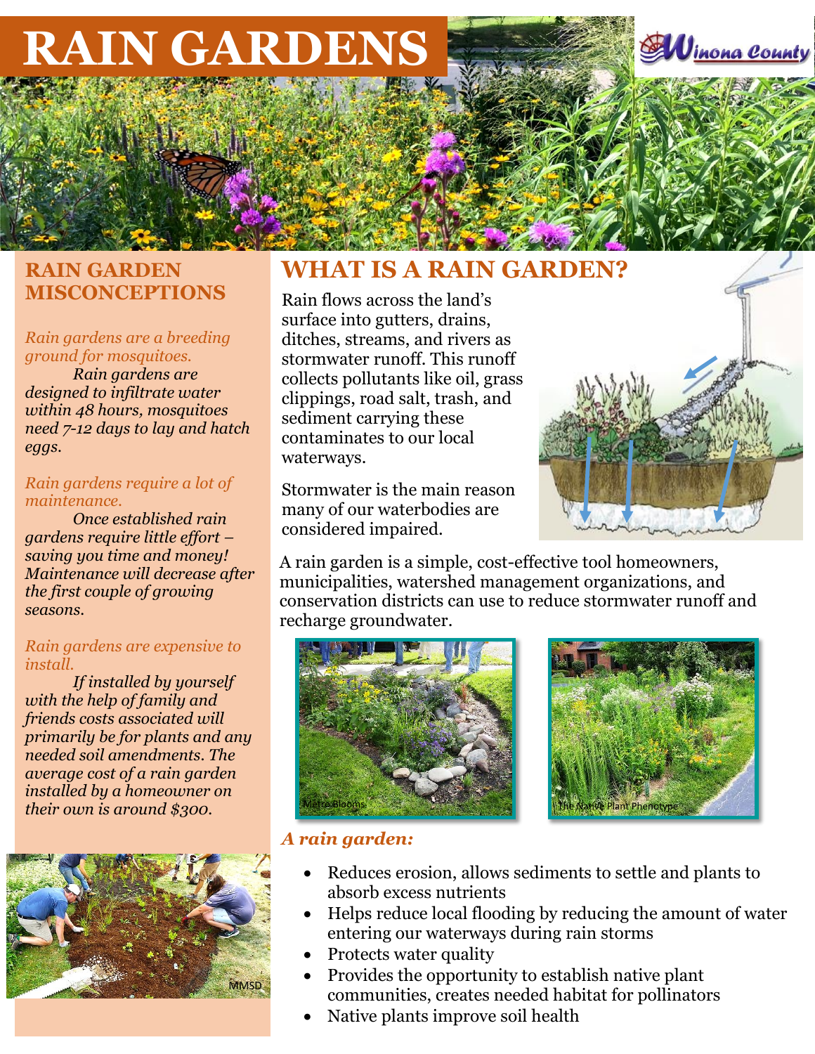# RAIN GARDENS

Winona County

## RAIN GARDEN MISCONCEPTIONS

*Rain gardens are a breeding ground for mosquitoes.*

*Rain gardens are designed to infiltrate water within 48 hours, mosquitoes need 7-12 days to lay and hatch eggs.*

*Rain gardens require a lot of maintenance.*

*Once established rain gardens require little effort – saving you time and money! Maintenance will decrease after the first couple of growing seasons.*

*Rain gardens are expensive to install.*

*If installed by yourself with the help of family and friends costs associated will primarily be for plants and any needed soil amendments. The average cost of a rain garden installed by a homeowner on their own is around $300.*

MMSD

## WHAT IS A RAIN GARDEN?

Rain flows across the land's surface into gutters, drains, ditches, streams, and rivers as stormwater runoff. This runoff collects pollutants like oil, grass clippings, road salt, trash, and sediment carrying these contaminates to our local waterways.

Stormwater is the main reason many of our waterbodies are considered impaired.

A rain garden is a simple, cost-effective tool homeowners, municipalities, watershed management organizations, and conservation districts can use to reduce stormwater runoff and recharge groundwater.

Metro Blooms

The Native Plant Phenotype

***A rain garden:***

- Reduces erosion, allows sediments to settle and plants to absorb excess nutrients
- Helps reduce local flooding by reducing the amount of water entering our waterways during rain storms
- Protects water quality
- Provides the opportunity to establish native plant communities, creates needed habitat for pollinators
- Native plants improve soil health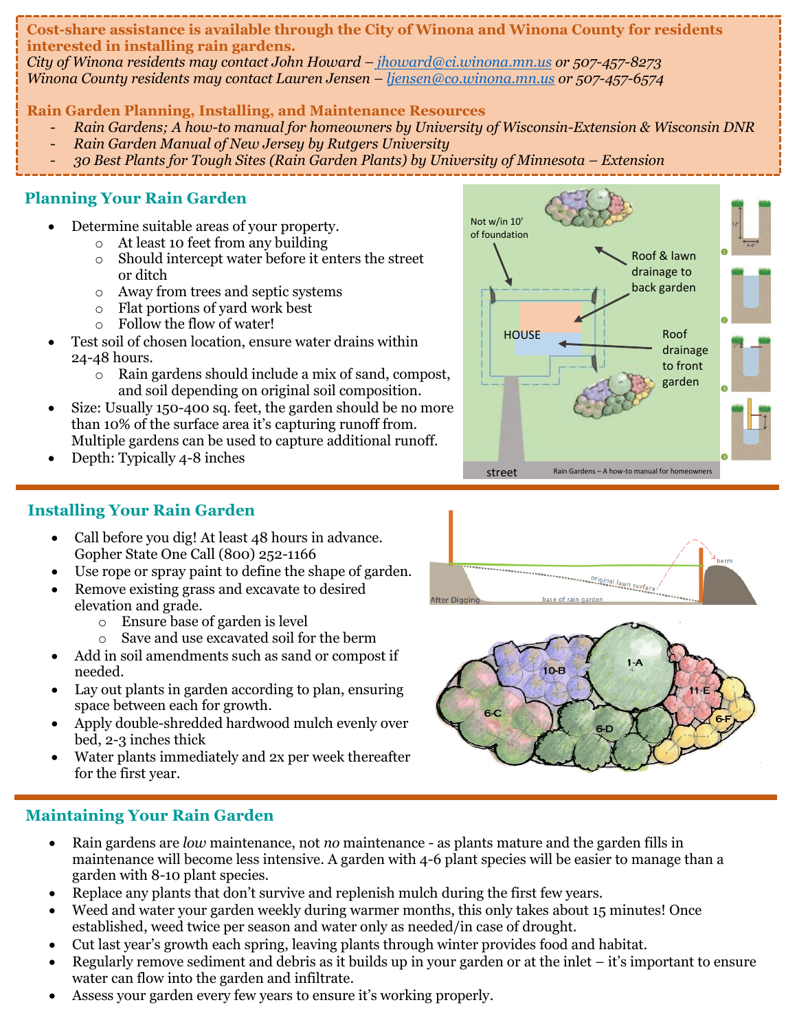**Cost-share assistance is available through the City of Winona and Winona County for residents interested in installing rain gardens.**

*City of Winona residents may contact John Howard – jhoward@ci.winona.mn.us or 507-457-8273*

*Winona County residents may contact Lauren Jensen – ljensen@co.winona.mn.us or 507-457-6574*

**Rain Garden Planning, Installing, and Maintenance Resources**

- *Rain Gardens; A how-to manual for homeowners by University of Wisconsin-Extension & Wisconsin DNR*
- *Rain Garden Manual of New Jersey by Rutgers University*
- *30 Best Plants for Tough Sites (Rain Garden Plants) by University of Minnesota – Extension*

## Planning Your Rain Garden

- Determine suitable areas of your property.
  - At least 10 feet from any building
  - Should intercept water before it enters the street or ditch
  - Away from trees and septic systems
  - Flat portions of yard work best
  - Follow the flow of water!
- Test soil of chosen location, ensure water drains within 24-48 hours.
  - Rain gardens should include a mix of sand, compost, and soil depending on original soil composition.
- Size: Usually 150-400 sq. feet, the garden should be no more than 10% of the surface area it's capturing runoff from. Multiple gardens can be used to capture additional runoff.
- Depth: Typically 4-8 inches

Not w/in 10' of foundation

Roof & lawn drainage to back garden

HOUSE

Roof drainage to front garden

street

Rain Gardens – A how-to manual for homeowners

## Installing Your Rain Garden

- Call before you dig! At least 48 hours in advance. Gopher State One Call (800) 252-1166
- Use rope or spray paint to define the shape of garden.
- Remove existing grass and excavate to desired elevation and grade.
  - Ensure base of garden is level
  - Save and use excavated soil for the berm
- Add in soil amendments such as sand or compost if needed.
- Lay out plants in garden according to plan, ensuring space between each for growth.
- Apply double-shredded hardwood mulch evenly over bed, 2-3 inches thick
- Water plants immediately and 2x per week thereafter for the first year.

After Digging

original lawn surface

base of rain garden

berm

10-B

1-A

11-E

6-C

6-D

6-F

## Maintaining Your Rain Garden

- Rain gardens are *low* maintenance, not *no* maintenance - as plants mature and the garden fills in maintenance will become less intensive. A garden with 4-6 plant species will be easier to manage than a garden with 8-10 plant species.
- Replace any plants that don't survive and replenish mulch during the first few years.
- Weed and water your garden weekly during warmer months, this only takes about 15 minutes! Once established, weed twice per season and water only as needed/in case of drought.
- Cut last year's growth each spring, leaving plants through winter provides food and habitat.
- Regularly remove sediment and debris as it builds up in your garden or at the inlet – it's important to ensure water can flow into the garden and infiltrate.
- Assess your garden every few years to ensure it's working properly.